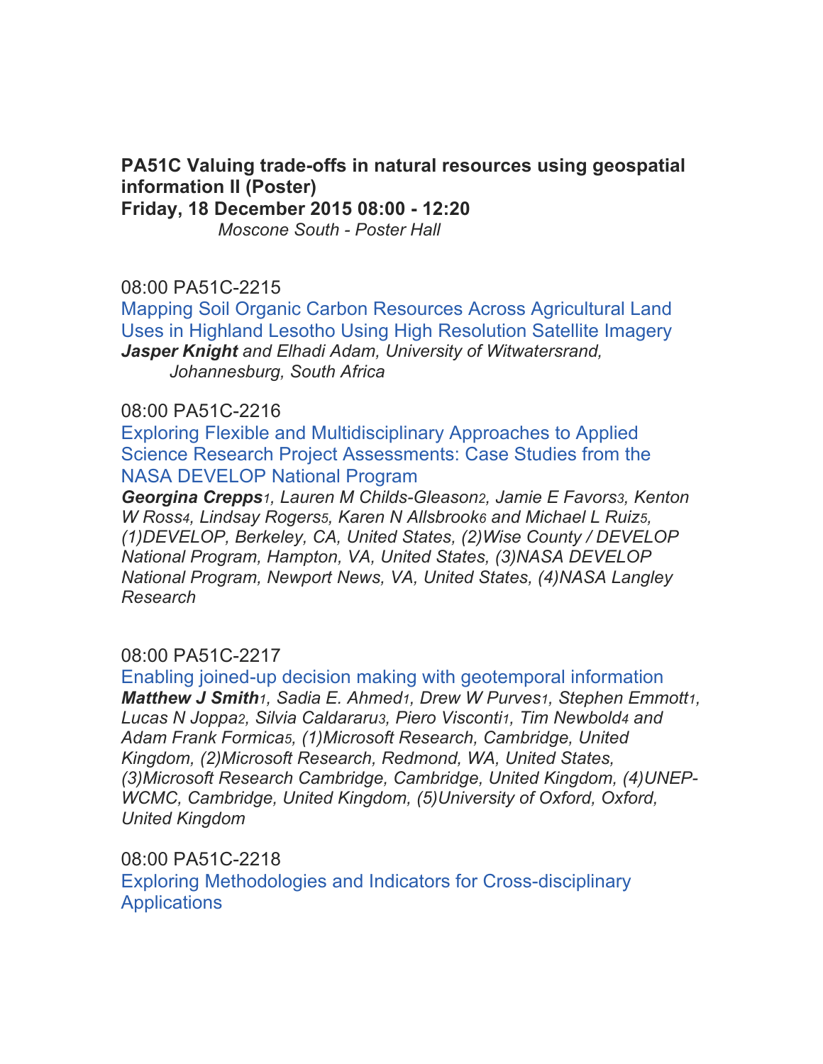**PA51C Valuing trade-offs in natural resources using geospatial information II (Poster)**
**Friday, 18 December 2015 08:00 - 12:20**
*Moscone South - Poster Hall*

08:00 PA51C-2215
Mapping Soil Organic Carbon Resources Across Agricultural Land Uses in Highland Lesotho Using High Resolution Satellite Imagery
***Jasper Knight*** *and Elhadi Adam, University of Witwatersrand, Johannesburg, South Africa*

08:00 PA51C-2216
Exploring Flexible and Multidisciplinary Approaches to Applied Science Research Project Assessments: Case Studies from the NASA DEVELOP National Program
***Georgina Crepps****[1], Lauren M Childs-Gleason[2], Jamie E Favors[3], Kenton W Ross[4], Lindsay Rogers[5], Karen N Allsbrook[6] and Michael L Ruiz[5], (1)DEVELOP, Berkeley, CA, United States, (2)Wise County / DEVELOP National Program, Hampton, VA, United States, (3)NASA DEVELOP National Program, Newport News, VA, United States, (4)NASA Langley Research*

08:00 PA51C-2217
Enabling joined-up decision making with geotemporal information
***Matthew J Smith****[1], Sadia E. Ahmed[1], Drew W Purves[1], Stephen Emmott[1], Lucas N Joppa[2], Silvia Caldararu[3], Piero Visconti[1], Tim Newbold[4] and Adam Frank Formica[5], (1)Microsoft Research, Cambridge, United Kingdom, (2)Microsoft Research, Redmond, WA, United States, (3)Microsoft Research Cambridge, Cambridge, United Kingdom, (4)UNEP-WCMC, Cambridge, United Kingdom, (5)University of Oxford, Oxford, United Kingdom*

08:00 PA51C-2218
Exploring Methodologies and Indicators for Cross-disciplinary Applications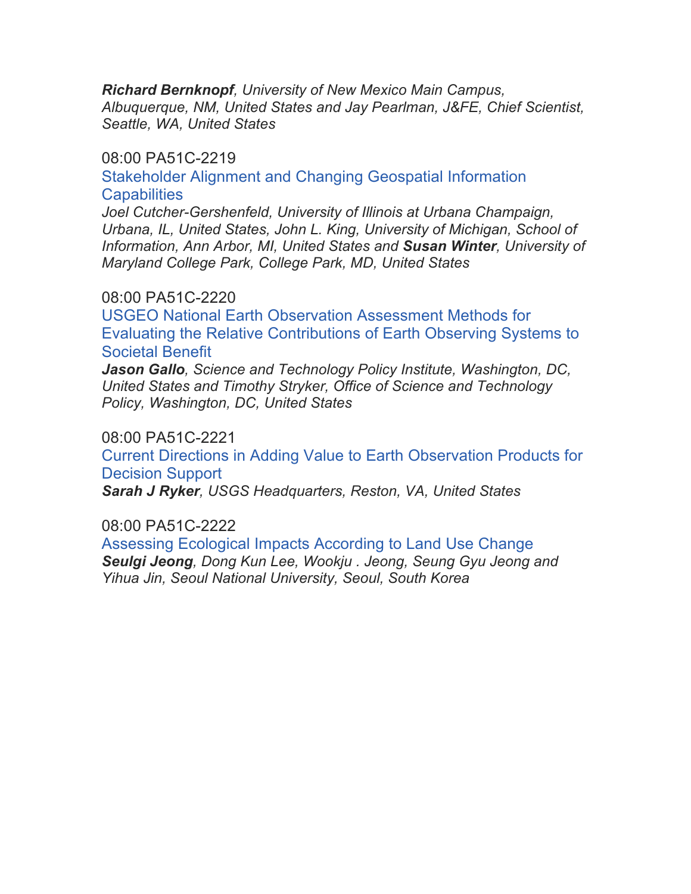***Richard Bernknopf**, University of New Mexico Main Campus, Albuquerque, NM, United States and Jay Pearlman, J&FE, Chief Scientist, Seattle, WA, United States*

08:00 PA51C-2219

Stakeholder Alignment and Changing Geospatial Information Capabilities

*Joel Cutcher-Gershenfeld, University of Illinois at Urbana Champaign, Urbana, IL, United States, John L. King, University of Michigan, School of Information, Ann Arbor, MI, United States and **Susan Winter**, University of Maryland College Park, College Park, MD, United States*

08:00 PA51C-2220

USGEO National Earth Observation Assessment Methods for Evaluating the Relative Contributions of Earth Observing Systems to Societal Benefit

***Jason Gallo**, Science and Technology Policy Institute, Washington, DC, United States and Timothy Stryker, Office of Science and Technology Policy, Washington, DC, United States*

08:00 PA51C-2221

Current Directions in Adding Value to Earth Observation Products for Decision Support

***Sarah J Ryker**, USGS Headquarters, Reston, VA, United States*

08:00 PA51C-2222

Assessing Ecological Impacts According to Land Use Change

***Seulgi Jeong**, Dong Kun Lee, Wookju . Jeong, Seung Gyu Jeong and Yihua Jin, Seoul National University, Seoul, South Korea*